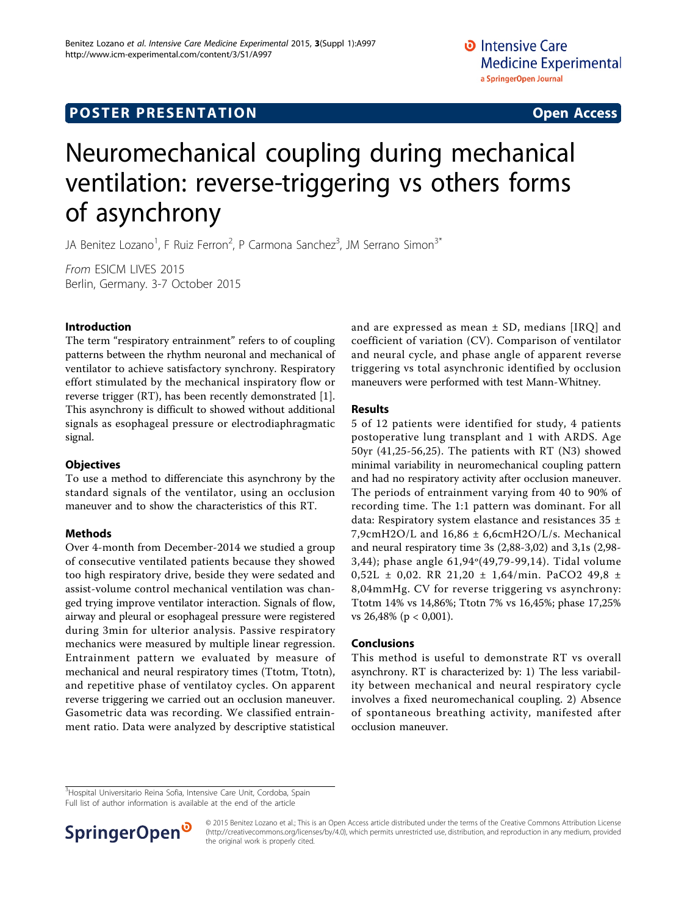POSTER PRESENTATION

Open Access

# Neuromechanical coupling during mechanical ventilation: reverse-triggering vs others forms of asynchrony

JA Benitez Lozano[1], F Ruiz Ferron[2], P Carmona Sanchez[3], JM Serrano Simon[3*]

*From* ESICM LIVES 2015
Berlin, Germany. 3-7 October 2015

## Introduction

The term "respiratory entrainment" refers to of coupling patterns between the rhythm neuronal and mechanical of ventilator to achieve satisfactory synchrony. Respiratory effort stimulated by the mechanical inspiratory flow or reverse trigger (RT), has been recently demonstrated [1]. This asynchrony is difficult to showed without additional signals as esophageal pressure or electrodiaphragmatic signal.

## Objectives

To use a method to differenciate this asynchrony by the standard signals of the ventilator, using an occlusion maneuver and to show the characteristics of this RT.

## Methods

Over 4-month from December-2014 we studied a group of consecutive ventilated patients because they showed too high respiratory drive, beside they were sedated and assist-volume control mechanical ventilation was changed trying improve ventilator interaction. Signals of flow, airway and pleural or esophageal pressure were registered during 3min for ulterior analysis. Passive respiratory mechanics were measured by multiple linear regression. Entrainment pattern we evaluated by measure of mechanical and neural respiratory times (Ttotm, Ttotn), and repetitive phase of ventilatoy cycles. On apparent reverse triggering we carried out an occlusion maneuver. Gasometric data was recording. We classified entrainment ratio. Data were analyzed by descriptive statistical and are expressed as mean ± SD, medians [IRQ] and coefficient of variation (CV). Comparison of ventilator and neural cycle, and phase angle of apparent reverse triggering vs total asynchronic identified by occlusion maneuvers were performed with test Mann-Whitney.

## Results

5 of 12 patients were identified for study, 4 patients postoperative lung transplant and 1 with ARDS. Age 50yr (41,25-56,25). The patients with RT (N3) showed minimal variability in neuromechanical coupling pattern and had no respiratory activity after occlusion maneuver. The periods of entrainment varying from 40 to 90% of recording time. The 1:1 pattern was dominant. For all data: Respiratory system elastance and resistances 35 ± 7,9cmH2O/L and 16,86 ± 6,6cmH2O/L/s. Mechanical and neural respiratory time 3s (2,88-3,02) and 3,1s (2,98-3,44); phase angle 61,94º(49,79-99,14). Tidal volume 0,52L ± 0,02. RR 21,20 ± 1,64/min. PaCO2 49,8 ± 8,04mmHg. CV for reverse triggering vs asynchrony: Ttotm 14% vs 14,86%; Ttotn 7% vs 16,45%; phase 17,25% vs 26,48% ($p < 0{,}001$).

## Conclusions

This method is useful to demonstrate RT vs overall asynchrony. RT is characterized by: 1) The less variability between mechanical and neural respiratory cycle involves a fixed neuromechanical coupling. 2) Absence of spontaneous breathing activity, manifested after occlusion maneuver.

[3]Hospital Universitario Reina Sofia, Intensive Care Unit, Cordoba, Spain
Full list of author information is available at the end of the article

© 2015 Benitez Lozano et al.; This is an Open Access article distributed under the terms of the Creative Commons Attribution License (http://creativecommons.org/licenses/by/4.0), which permits unrestricted use, distribution, and reproduction in any medium, provided the original work is properly cited.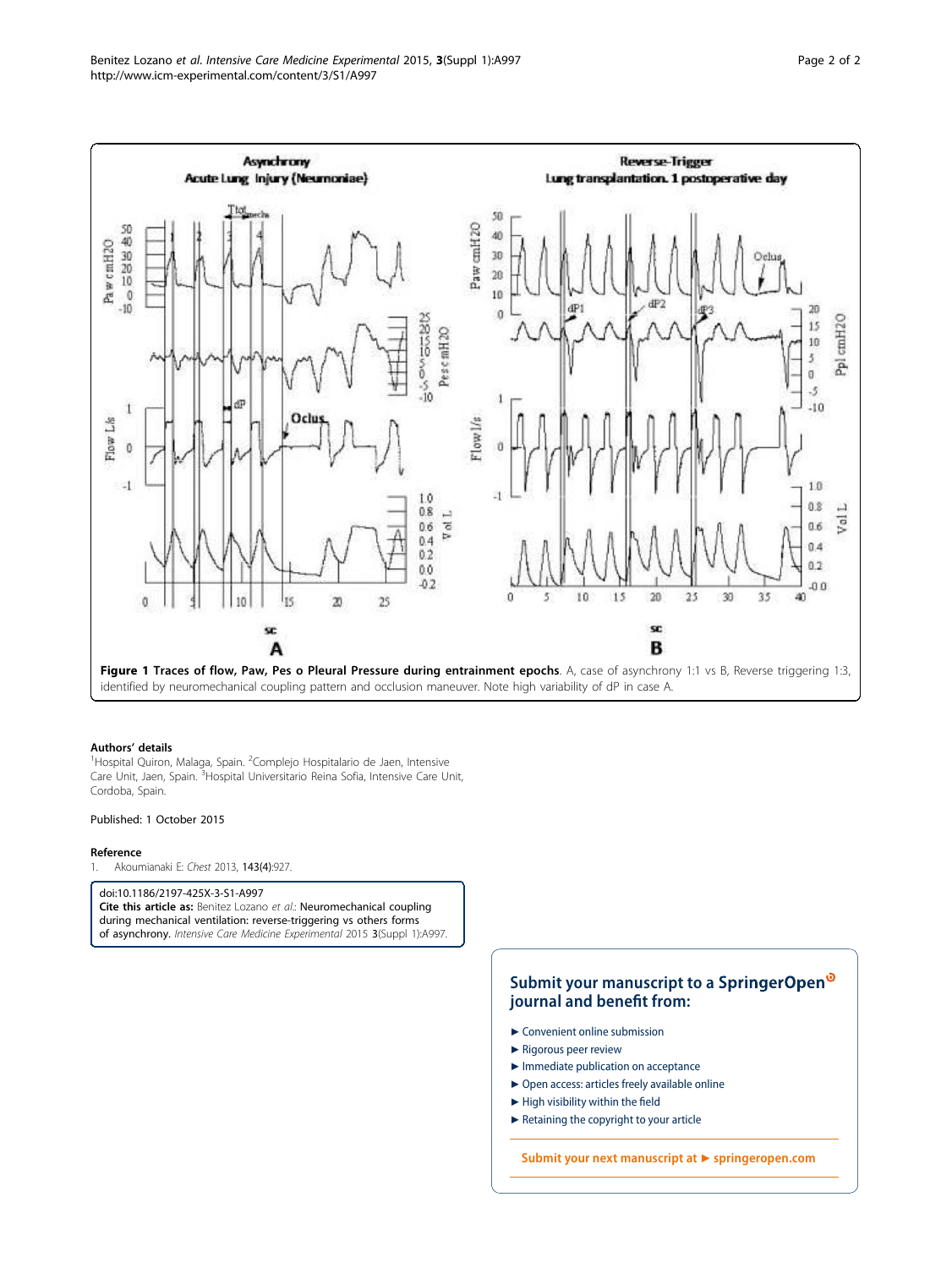Asynchrony
Acute Lung Injury (Neumoniae)

Reverse-Trigger
Lung transplantation. 1 postoperative day

**Figure 1 Traces of flow, Paw, Pes o Pleural Pressure during entrainment epochs**. A, case of asynchrony 1:1 vs B, Reverse triggering 1:3, identified by neuromechanical coupling pattern and occlusion maneuver. Note high variability of dP in case A.

#### Authors' details

[1]Hospital Quiron, Malaga, Spain. [2]Complejo Hospitalario de Jaen, Intensive Care Unit, Jaen, Spain. [3]Hospital Universitario Reina Sofia, Intensive Care Unit, Cordoba, Spain.

Published: 1 October 2015

#### Reference

1. Akoumianaki E: *Chest* 2013, **143(4)**:927.

doi:10.1186/2197-425X-3-S1-A997
**Cite this article as:** Benitez Lozano *et al.*: **Neuromechanical coupling during mechanical ventilation: reverse-triggering vs others forms of asynchrony.** *Intensive Care Medicine Experimental* 2015 **3**(Suppl 1):A997.